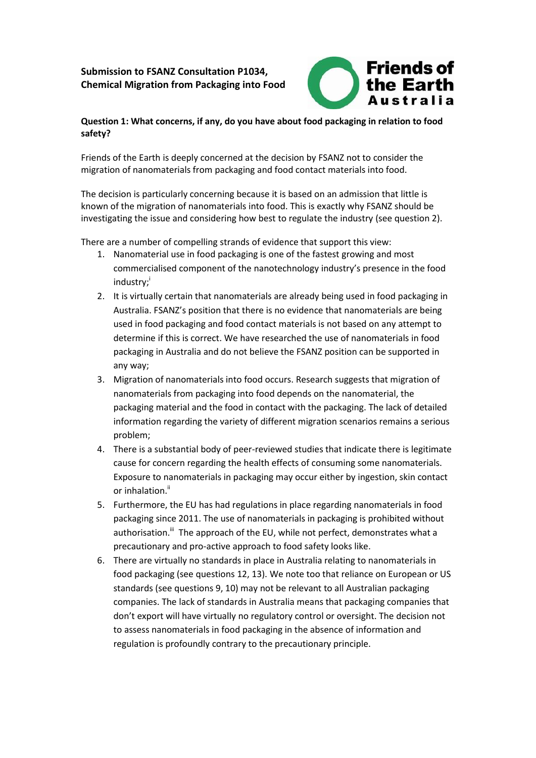**Submission to FSANZ Consultation P1034, Chemical Migration from Packaging into Food**

Friends of the Earth Australia

**Question 1: What concerns, if any, do you have about food packaging in relation to food safety?**

Friends of the Earth is deeply concerned at the decision by FSANZ not to consider the migration of nanomaterials from packaging and food contact materials into food.

The decision is particularly concerning because it is based on an admission that little is known of the migration of nanomaterials into food. This is exactly why FSANZ should be investigating the issue and considering how best to regulate the industry (see question 2).

There are a number of compelling strands of evidence that support this view:

1. Nanomaterial use in food packaging is one of the fastest growing and most commercialised component of the nanotechnology industry's presence in the food industry;[i]
2. It is virtually certain that nanomaterials are already being used in food packaging in Australia. FSANZ's position that there is no evidence that nanomaterials are being used in food packaging and food contact materials is not based on any attempt to determine if this is correct. We have researched the use of nanomaterials in food packaging in Australia and do not believe the FSANZ position can be supported in any way;
3. Migration of nanomaterials into food occurs. Research suggests that migration of nanomaterials from packaging into food depends on the nanomaterial, the packaging material and the food in contact with the packaging. The lack of detailed information regarding the variety of different migration scenarios remains a serious problem;
4. There is a substantial body of peer-reviewed studies that indicate there is legitimate cause for concern regarding the health effects of consuming some nanomaterials. Exposure to nanomaterials in packaging may occur either by ingestion, skin contact or inhalation.[ii]
5. Furthermore, the EU has had regulations in place regarding nanomaterials in food packaging since 2011. The use of nanomaterials in packaging is prohibited without authorisation.[iii] The approach of the EU, while not perfect, demonstrates what a precautionary and pro-active approach to food safety looks like.
6. There are virtually no standards in place in Australia relating to nanomaterials in food packaging (see questions 12, 13). We note too that reliance on European or US standards (see questions 9, 10) may not be relevant to all Australian packaging companies. The lack of standards in Australia means that packaging companies that don't export will have virtually no regulatory control or oversight. The decision not to assess nanomaterials in food packaging in the absence of information and regulation is profoundly contrary to the precautionary principle.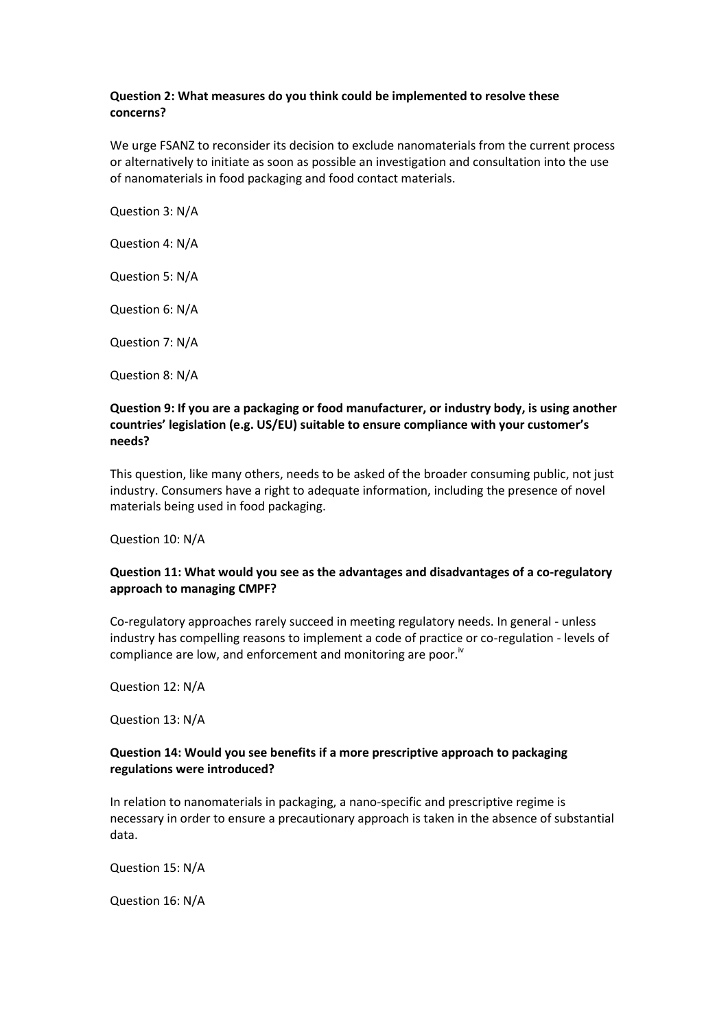**Question 2: What measures do you think could be implemented to resolve these concerns?**

We urge FSANZ to reconsider its decision to exclude nanomaterials from the current process or alternatively to initiate as soon as possible an investigation and consultation into the use of nanomaterials in food packaging and food contact materials.

Question 3: N/A

Question 4: N/A

Question 5: N/A

Question 6: N/A

Question 7: N/A

Question 8: N/A

**Question 9: If you are a packaging or food manufacturer, or industry body, is using another countries' legislation (e.g. US/EU) suitable to ensure compliance with your customer's needs?**

This question, like many others, needs to be asked of the broader consuming public, not just industry. Consumers have a right to adequate information, including the presence of novel materials being used in food packaging.

Question 10: N/A

**Question 11: What would you see as the advantages and disadvantages of a co-regulatory approach to managing CMPF?**

Co-regulatory approaches rarely succeed in meeting regulatory needs. In general - unless industry has compelling reasons to implement a code of practice or co-regulation - levels of compliance are low, and enforcement and monitoring are poor.[iv]

Question 12: N/A

Question 13: N/A

**Question 14: Would you see benefits if a more prescriptive approach to packaging regulations were introduced?**

In relation to nanomaterials in packaging, a nano-specific and prescriptive regime is necessary in order to ensure a precautionary approach is taken in the absence of substantial data.

Question 15: N/A

Question 16: N/A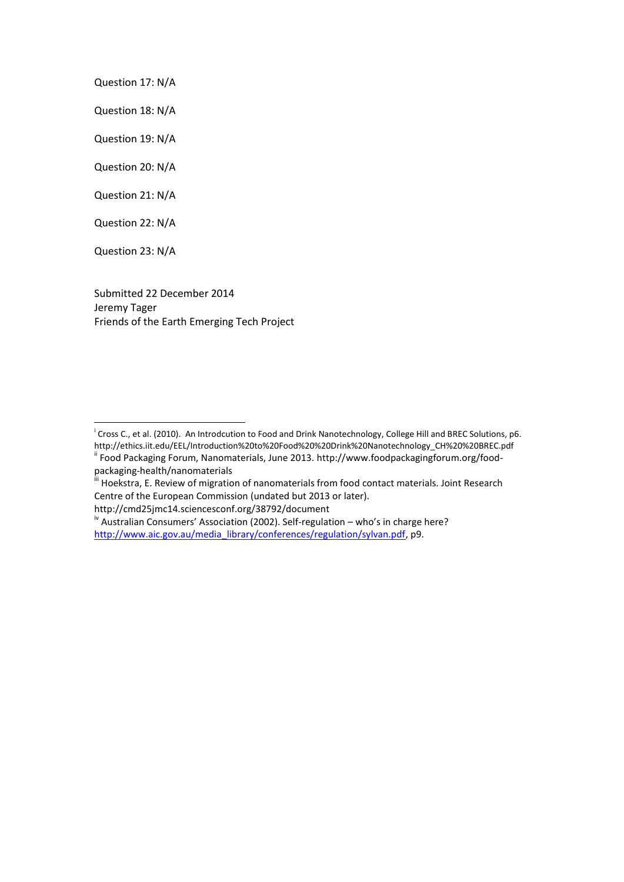Question 17: N/A

Question 18: N/A

Question 19: N/A

Question 20: N/A

Question 21: N/A

Question 22: N/A

Question 23: N/A

Submitted 22 December 2014
Jeremy Tager
Friends of the Earth Emerging Tech Project

---

[i] Cross C., et al. (2010). An Introdcution to Food and Drink Nanotechnology, College Hill and BREC Solutions, p6. http://ethics.iit.edu/EEL/Introduction%20to%20Food%20%20Drink%20Nanotechnology_CH%20%20BREC.pdf

[ii] Food Packaging Forum, Nanomaterials, June 2013. http://www.foodpackagingforum.org/food-packaging-health/nanomaterials

[iii] Hoekstra, E. Review of migration of nanomaterials from food contact materials. Joint Research Centre of the European Commission (undated but 2013 or later). http://cmd25jmc14.sciencesconf.org/38792/document

[iv] Australian Consumers' Association (2002). Self-regulation – who's in charge here? http://www.aic.gov.au/media_library/conferences/regulation/sylvan.pdf, p9.